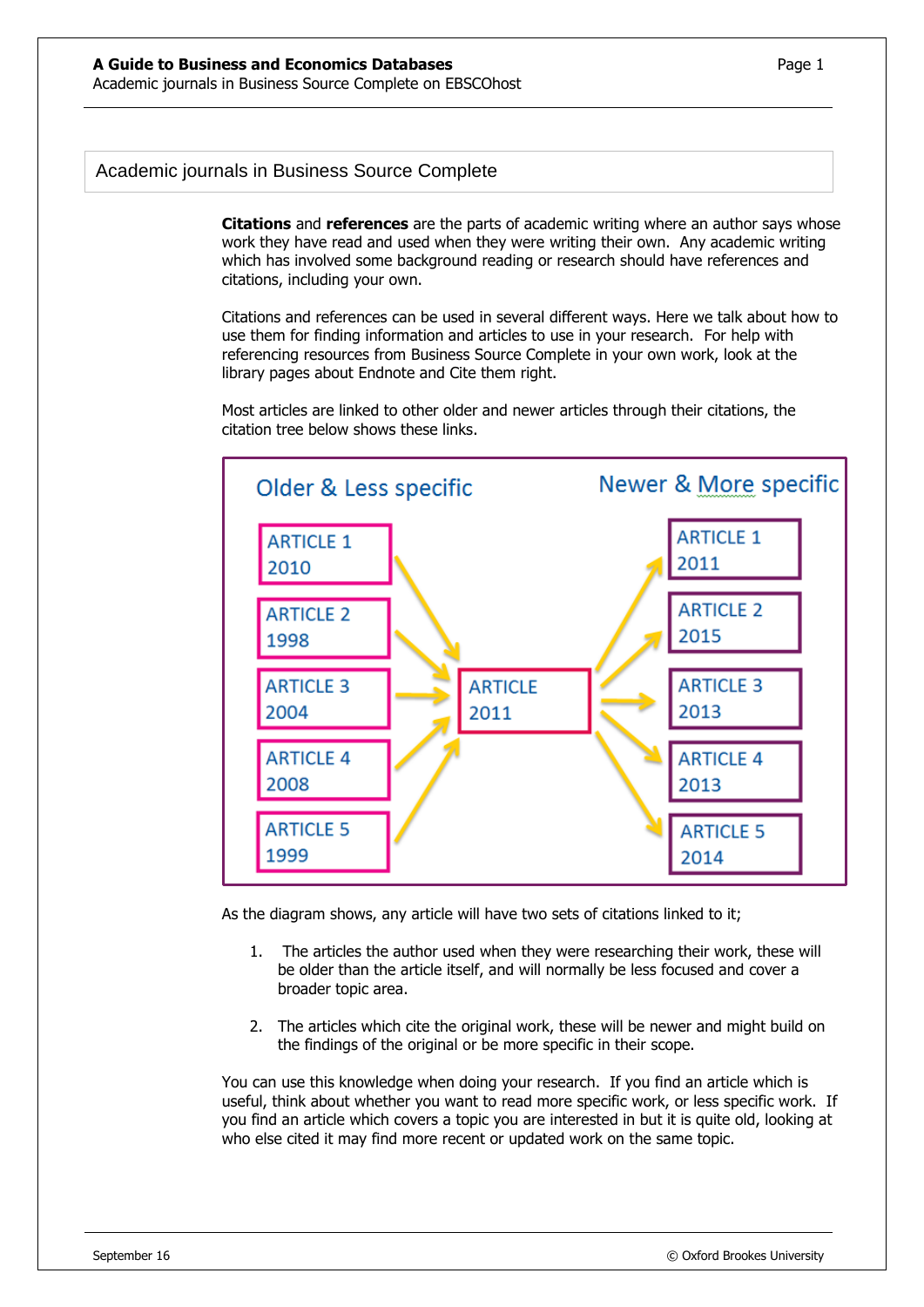## Academic journals in Business Source Complete

**Citations** and **references** are the parts of academic writing where an author says whose work they have read and used when they were writing their own. Any academic writing which has involved some background reading or research should have references and citations, including your own.

Citations and references can be used in several different ways. Here we talk about how to use them for finding information and articles to use in your research. For help with referencing resources from Business Source Complete in your own work, look at the library pages about Endnote and Cite them right.

Most articles are linked to other older and newer articles through their citations, the citation tree below shows these links.

Older & Less specific

ARTICLE 1 2010
ARTICLE 2 1998
ARTICLE 3 2004
ARTICLE 4 2008
ARTICLE 5 1999

ARTICLE 2011

Newer & More specific

ARTICLE 1 2011
ARTICLE 2 2015
ARTICLE 3 2013
ARTICLE 4 2013
ARTICLE 5 2014

As the diagram shows, any article will have two sets of citations linked to it;

1. The articles the author used when they were researching their work, these will be older than the article itself, and will normally be less focused and cover a broader topic area.

2. The articles which cite the original work, these will be newer and might build on the findings of the original or be more specific in their scope.

You can use this knowledge when doing your research. If you find an article which is useful, think about whether you want to read more specific work, or less specific work. If you find an article which covers a topic you are interested in but it is quite old, looking at who else cited it may find more recent or updated work on the same topic.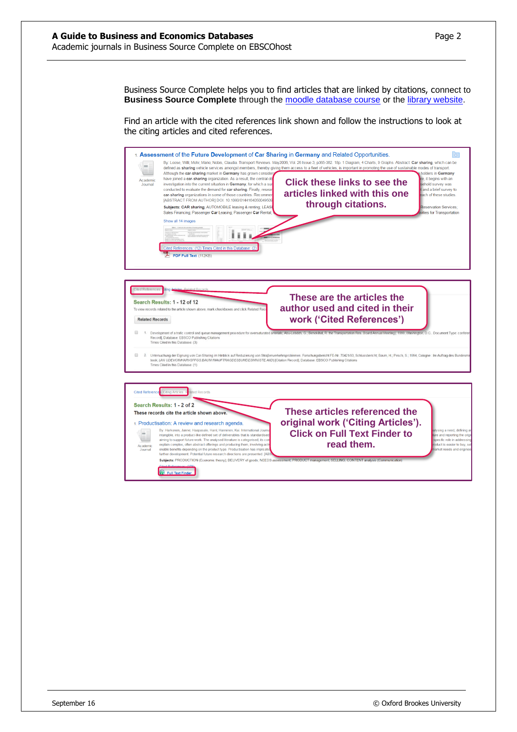Business Source Complete helps you to find articles that are linked by citations, connect to **Business Source Complete** through the moodle database course or the library website.

Find an article with the cited references link shown and follow the instructions to look at the citing articles and cited references.

Click these links to see the articles linked with this one through citations.

These are the articles the author used and cited in their work ('Cited References')

These articles referenced the original work ('Citing Articles'). Click on Full Text Finder to read them.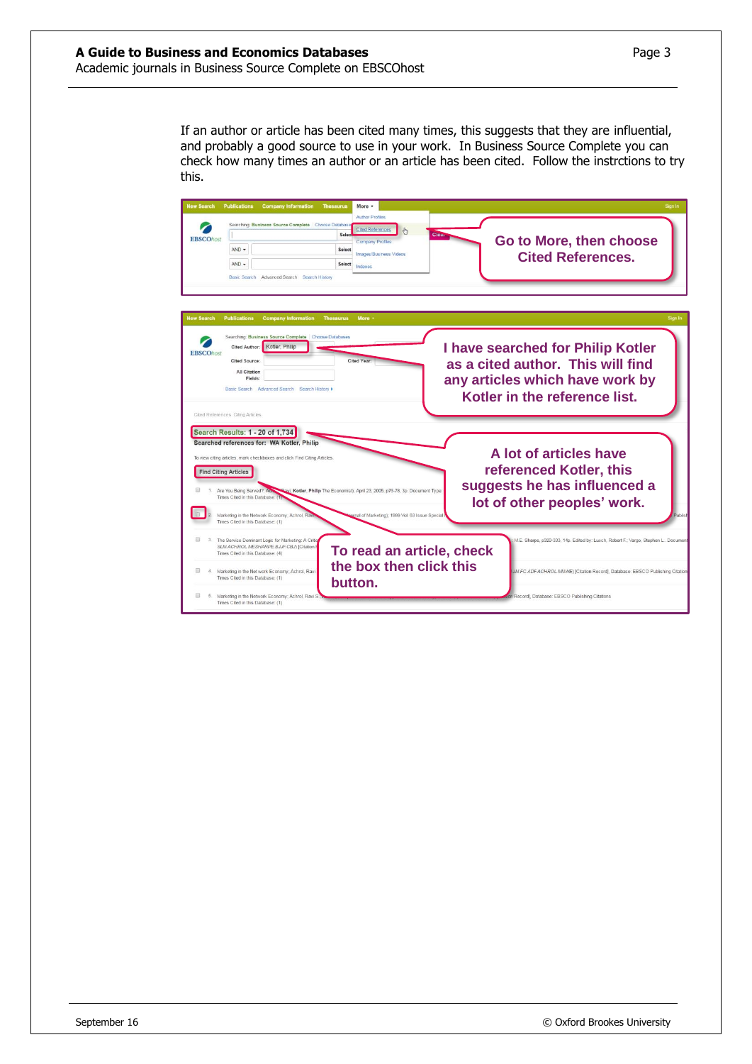If an author or article has been cited many times, this suggests that they are influential, and probably a good source to use in your work. In Business Source Complete you can check how many times an author or an article has been cited. Follow the instrctions to try this.

Go to More, then choose Cited References.

I have searched for Philip Kotler as a cited author. This will find any articles which have work by Kotler in the reference list.

A lot of articles have referenced Kotler, this suggests he has influenced a lot of other peoples' work.

To read an article, check the box then click this button.